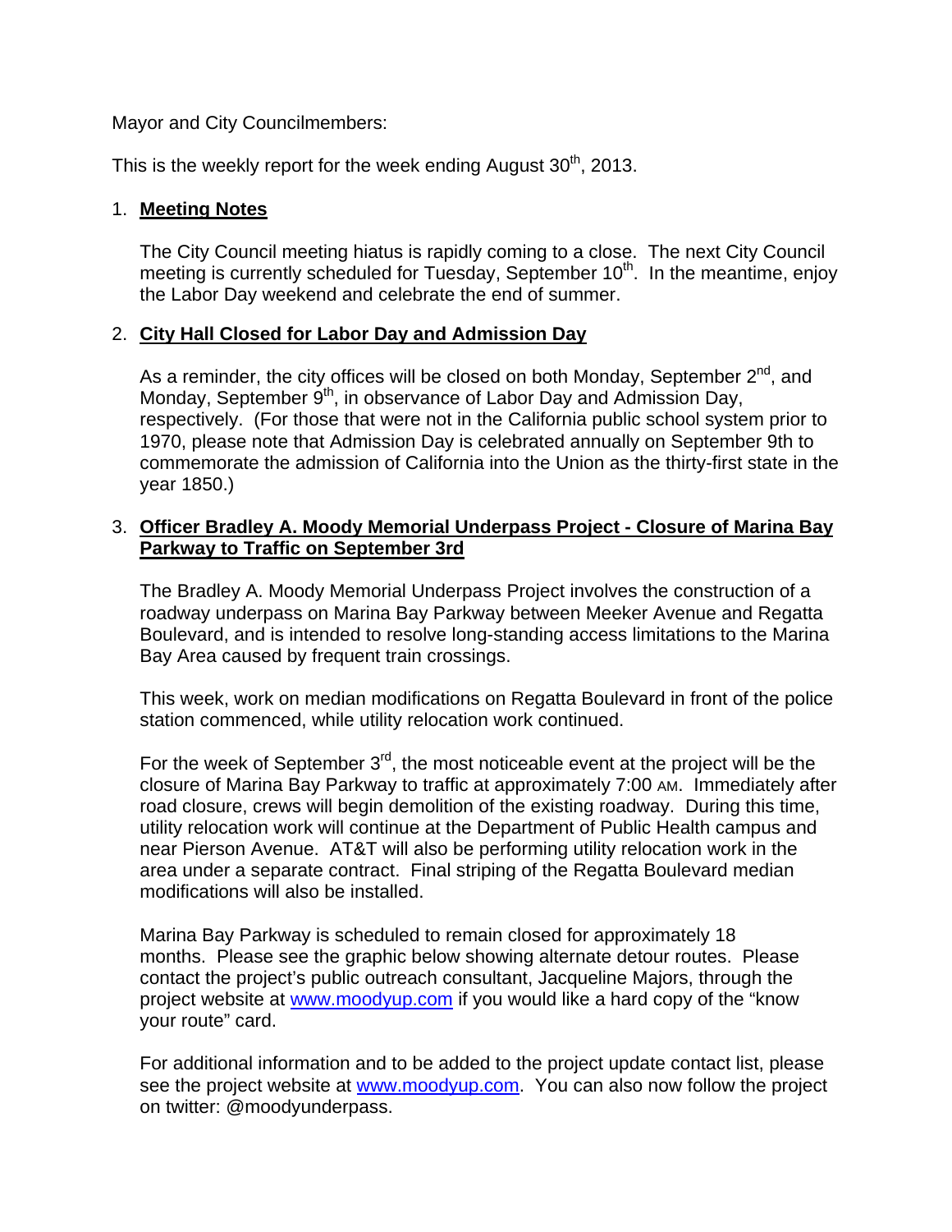Mayor and City Councilmembers:

This is the weekly report for the week ending August 30th, 2013.

1. **Meeting Notes**

   The City Council meeting hiatus is rapidly coming to a close. The next City Council meeting is currently scheduled for Tuesday, September 10th. In the meantime, enjoy the Labor Day weekend and celebrate the end of summer.

2. **City Hall Closed for Labor Day and Admission Day**

   As a reminder, the city offices will be closed on both Monday, September 2nd, and Monday, September 9th, in observance of Labor Day and Admission Day, respectively. (For those that were not in the California public school system prior to 1970, please note that Admission Day is celebrated annually on September 9th to commemorate the admission of California into the Union as the thirty-first state in the year 1850.)

3. **Officer Bradley A. Moody Memorial Underpass Project - Closure of Marina Bay Parkway to Traffic on September 3rd**

   The Bradley A. Moody Memorial Underpass Project involves the construction of a roadway underpass on Marina Bay Parkway between Meeker Avenue and Regatta Boulevard, and is intended to resolve long-standing access limitations to the Marina Bay Area caused by frequent train crossings.

   This week, work on median modifications on Regatta Boulevard in front of the police station commenced, while utility relocation work continued.

   For the week of September 3rd, the most noticeable event at the project will be the closure of Marina Bay Parkway to traffic at approximately 7:00 AM. Immediately after road closure, crews will begin demolition of the existing roadway. During this time, utility relocation work will continue at the Department of Public Health campus and near Pierson Avenue. AT&T will also be performing utility relocation work in the area under a separate contract. Final striping of the Regatta Boulevard median modifications will also be installed.

   Marina Bay Parkway is scheduled to remain closed for approximately 18 months. Please see the graphic below showing alternate detour routes. Please contact the project's public outreach consultant, Jacqueline Majors, through the project website at www.moodyup.com if you would like a hard copy of the "know your route" card.

   For additional information and to be added to the project update contact list, please see the project website at www.moodyup.com. You can also now follow the project on twitter: @moodyunderpass.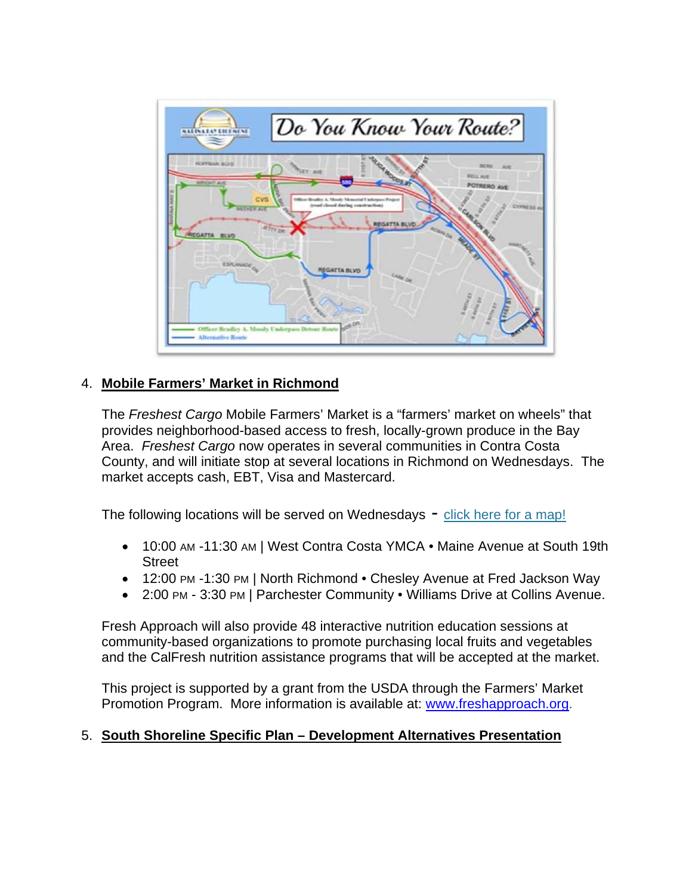4. **Mobile Farmers' Market in Richmond**

   The *Freshest Cargo* Mobile Farmers' Market is a "farmers' market on wheels" that provides neighborhood-based access to fresh, locally-grown produce in the Bay Area. *Freshest Cargo* now operates in several communities in Contra Costa County, and will initiate stop at several locations in Richmond on Wednesdays. The market accepts cash, EBT, Visa and Mastercard.

   The following locations will be served on Wednesdays - [click here for a map!]()

   - 10:00 AM -11:30 AM | West Contra Costa YMCA • Maine Avenue at South 19th Street
   - 12:00 PM -1:30 PM | North Richmond • Chesley Avenue at Fred Jackson Way
   - 2:00 PM - 3:30 PM | Parchester Community • Williams Drive at Collins Avenue.

   Fresh Approach will also provide 48 interactive nutrition education sessions at community-based organizations to promote purchasing local fruits and vegetables and the CalFresh nutrition assistance programs that will be accepted at the market.

   This project is supported by a grant from the USDA through the Farmers' Market Promotion Program. More information is available at: www.freshapproach.org.

5. **South Shoreline Specific Plan – Development Alternatives Presentation**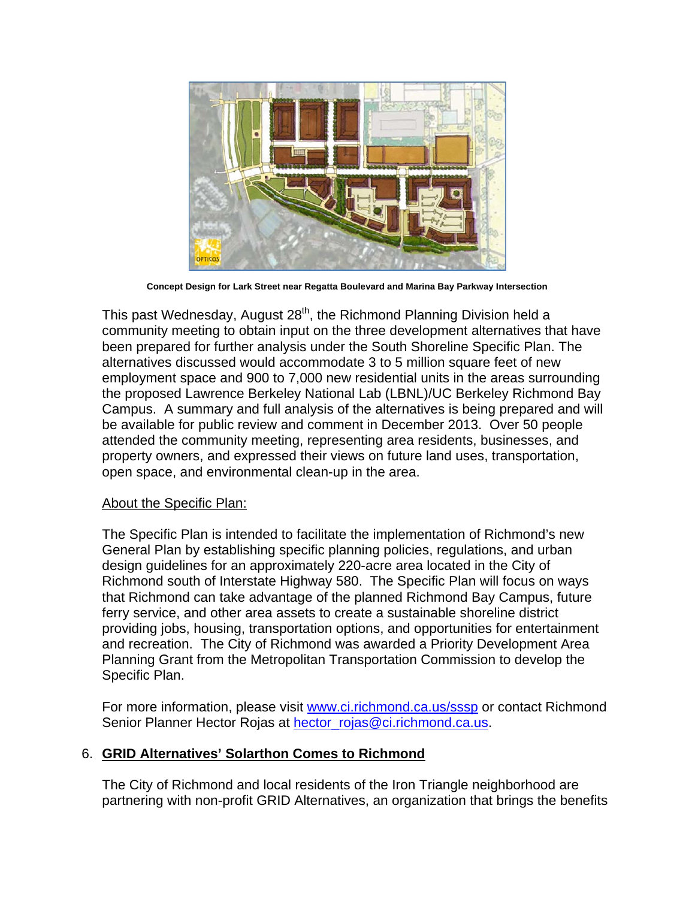**Concept Design for Lark Street near Regatta Boulevard and Marina Bay Parkway Intersection**

This past Wednesday, August 28th, the Richmond Planning Division held a community meeting to obtain input on the three development alternatives that have been prepared for further analysis under the South Shoreline Specific Plan. The alternatives discussed would accommodate 3 to 5 million square feet of new employment space and 900 to 7,000 new residential units in the areas surrounding the proposed Lawrence Berkeley National Lab (LBNL)/UC Berkeley Richmond Bay Campus. A summary and full analysis of the alternatives is being prepared and will be available for public review and comment in December 2013. Over 50 people attended the community meeting, representing area residents, businesses, and property owners, and expressed their views on future land uses, transportation, open space, and environmental clean-up in the area.

<u>About the Specific Plan:</u>

The Specific Plan is intended to facilitate the implementation of Richmond's new General Plan by establishing specific planning policies, regulations, and urban design guidelines for an approximately 220-acre area located in the City of Richmond south of Interstate Highway 580. The Specific Plan will focus on ways that Richmond can take advantage of the planned Richmond Bay Campus, future ferry service, and other area assets to create a sustainable shoreline district providing jobs, housing, transportation options, and opportunities for entertainment and recreation. The City of Richmond was awarded a Priority Development Area Planning Grant from the Metropolitan Transportation Commission to develop the Specific Plan.

For more information, please visit [www.ci.richmond.ca.us/sssp](http://www.ci.richmond.ca.us/sssp) or contact Richmond Senior Planner Hector Rojas at [hector_rojas@ci.richmond.ca.us](mailto:hector_rojas@ci.richmond.ca.us).

6. **<u>GRID Alternatives' Solarthon Comes to Richmond</u>**

The City of Richmond and local residents of the Iron Triangle neighborhood are partnering with non-profit GRID Alternatives, an organization that brings the benefits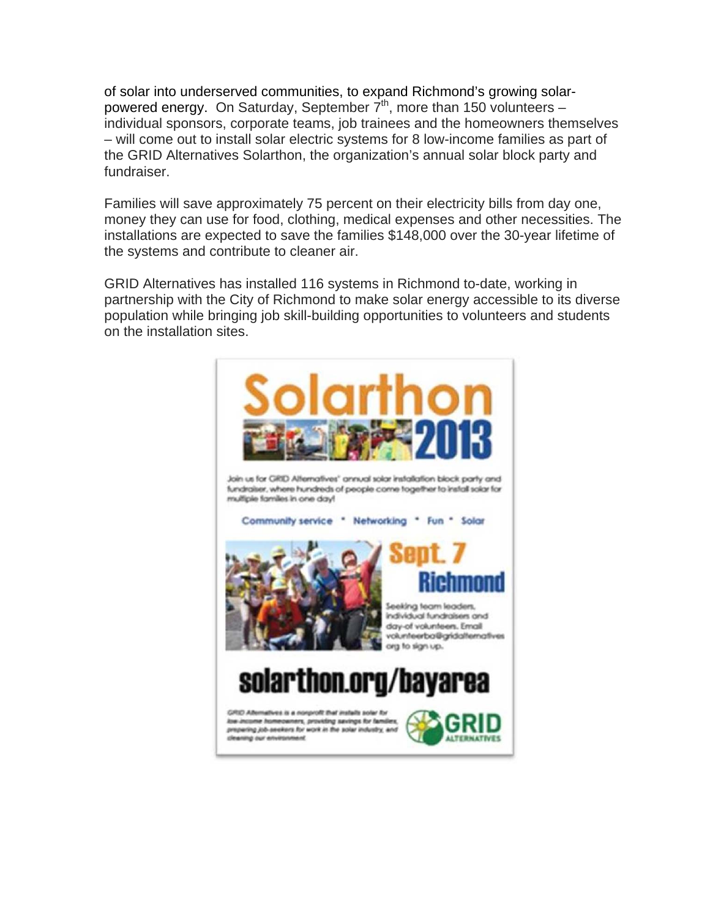of solar into underserved communities, to expand Richmond's growing solar-powered energy. On Saturday, September 7th, more than 150 volunteers – individual sponsors, corporate teams, job trainees and the homeowners themselves – will come out to install solar electric systems for 8 low-income families as part of the GRID Alternatives Solarthon, the organization's annual solar block party and fundraiser.

Families will save approximately 75 percent on their electricity bills from day one, money they can use for food, clothing, medical expenses and other necessities. The installations are expected to save the families $148,000 over the 30-year lifetime of the systems and contribute to cleaner air.

GRID Alternatives has installed 116 systems in Richmond to-date, working in partnership with the City of Richmond to make solar energy accessible to its diverse population while bringing job skill-building opportunities to volunteers and students on the installation sites.

# Solarthon 2013

Join us for GRID Alternatives' annual solar installation block party and fundraiser, where hundreds of people come together to install solar for multiple families in one day!

Community service • Networking • Fun • Solar

**Sept. 7**
**Richmond**

Seeking team leaders, individual fundraisers and day-of volunteers. Email volunteerba@gridalternatives.org to sign up.

**solarthon.org/bayarea**

*GRID Alternatives is a nonprofit that installs solar for low-income homeowners, providing savings for families, preparing job-seekers for work in the solar industry, and cleaning our environment.*

GRID ALTERNATIVES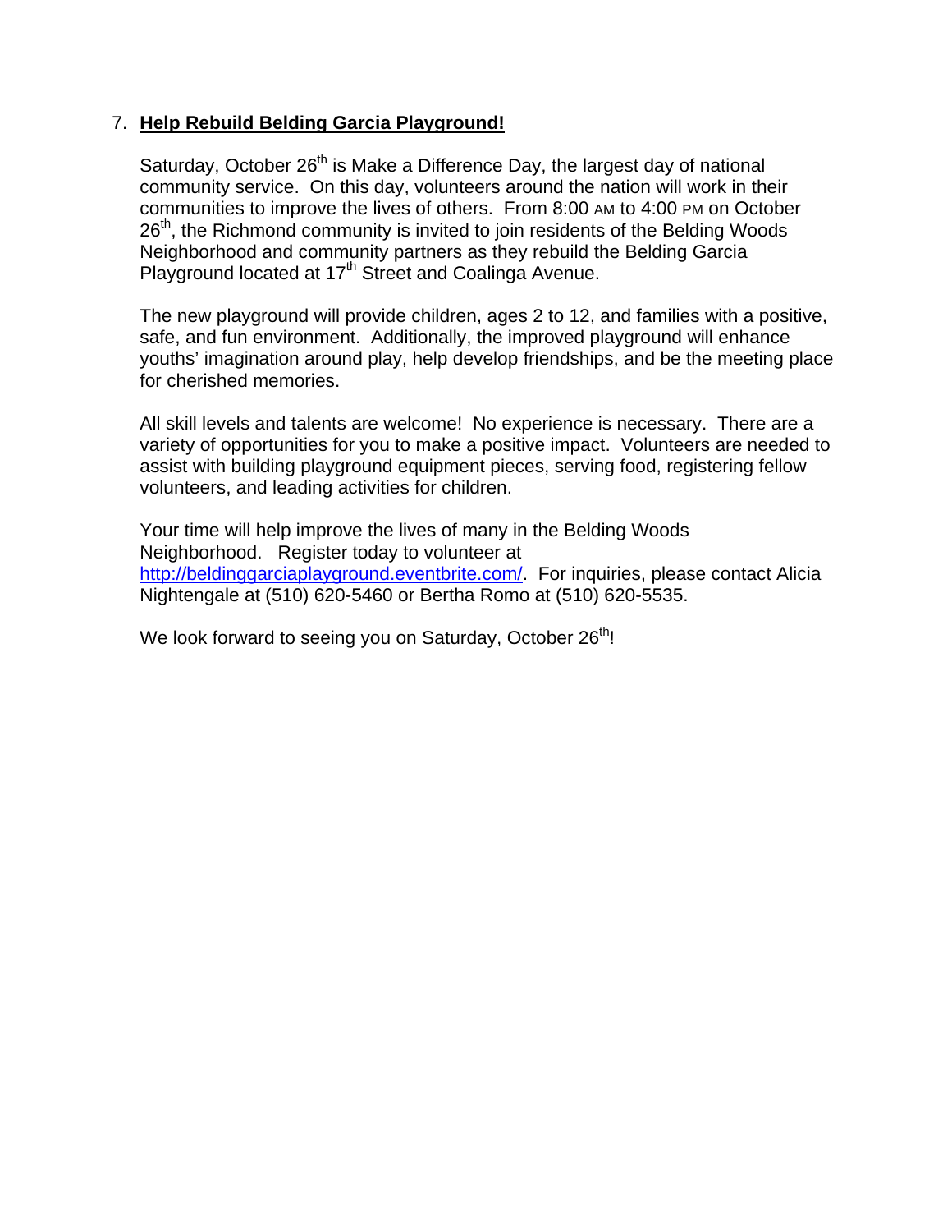7. **Help Rebuild Belding Garcia Playground!**

   Saturday, October 26th is Make a Difference Day, the largest day of national community service. On this day, volunteers around the nation will work in their communities to improve the lives of others. From 8:00 AM to 4:00 PM on October 26th, the Richmond community is invited to join residents of the Belding Woods Neighborhood and community partners as they rebuild the Belding Garcia Playground located at 17th Street and Coalinga Avenue.

   The new playground will provide children, ages 2 to 12, and families with a positive, safe, and fun environment. Additionally, the improved playground will enhance youths' imagination around play, help develop friendships, and be the meeting place for cherished memories.

   All skill levels and talents are welcome! No experience is necessary. There are a variety of opportunities for you to make a positive impact. Volunteers are needed to assist with building playground equipment pieces, serving food, registering fellow volunteers, and leading activities for children.

   Your time will help improve the lives of many in the Belding Woods Neighborhood. Register today to volunteer at http://beldinggarciaplayground.eventbrite.com/. For inquiries, please contact Alicia Nightengale at (510) 620-5460 or Bertha Romo at (510) 620-5535.

   We look forward to seeing you on Saturday, October 26th!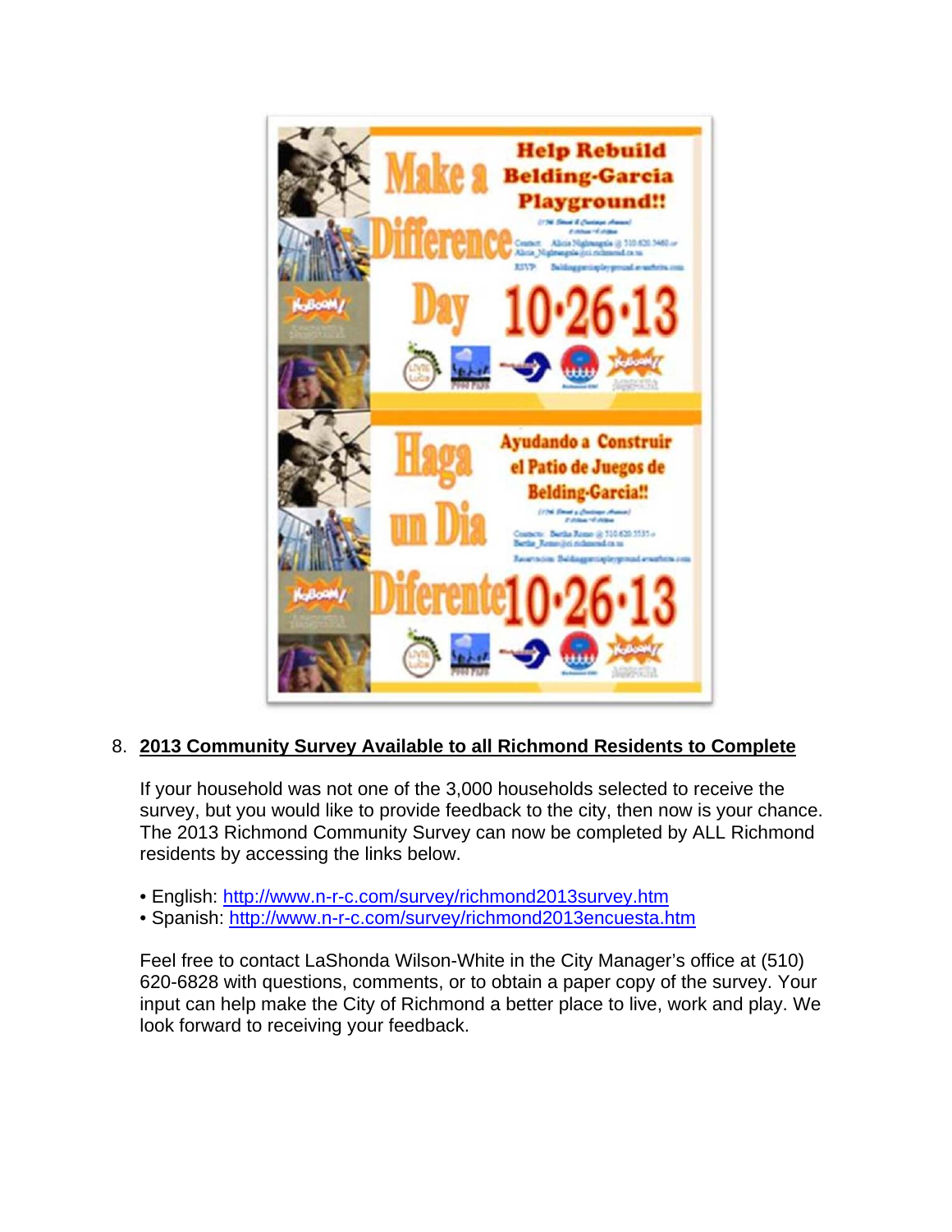8. **2013 Community Survey Available to all Richmond Residents to Complete**

   If your household was not one of the 3,000 households selected to receive the survey, but you would like to provide feedback to the city, then now is your chance. The 2013 Richmond Community Survey can now be completed by ALL Richmond residents by accessing the links below.

   - English: http://www.n-r-c.com/survey/richmond2013survey.htm
   - Spanish: http://www.n-r-c.com/survey/richmond2013encuesta.htm

   Feel free to contact LaShonda Wilson-White in the City Manager's office at (510) 620-6828 with questions, comments, or to obtain a paper copy of the survey. Your input can help make the City of Richmond a better place to live, work and play. We look forward to receiving your feedback.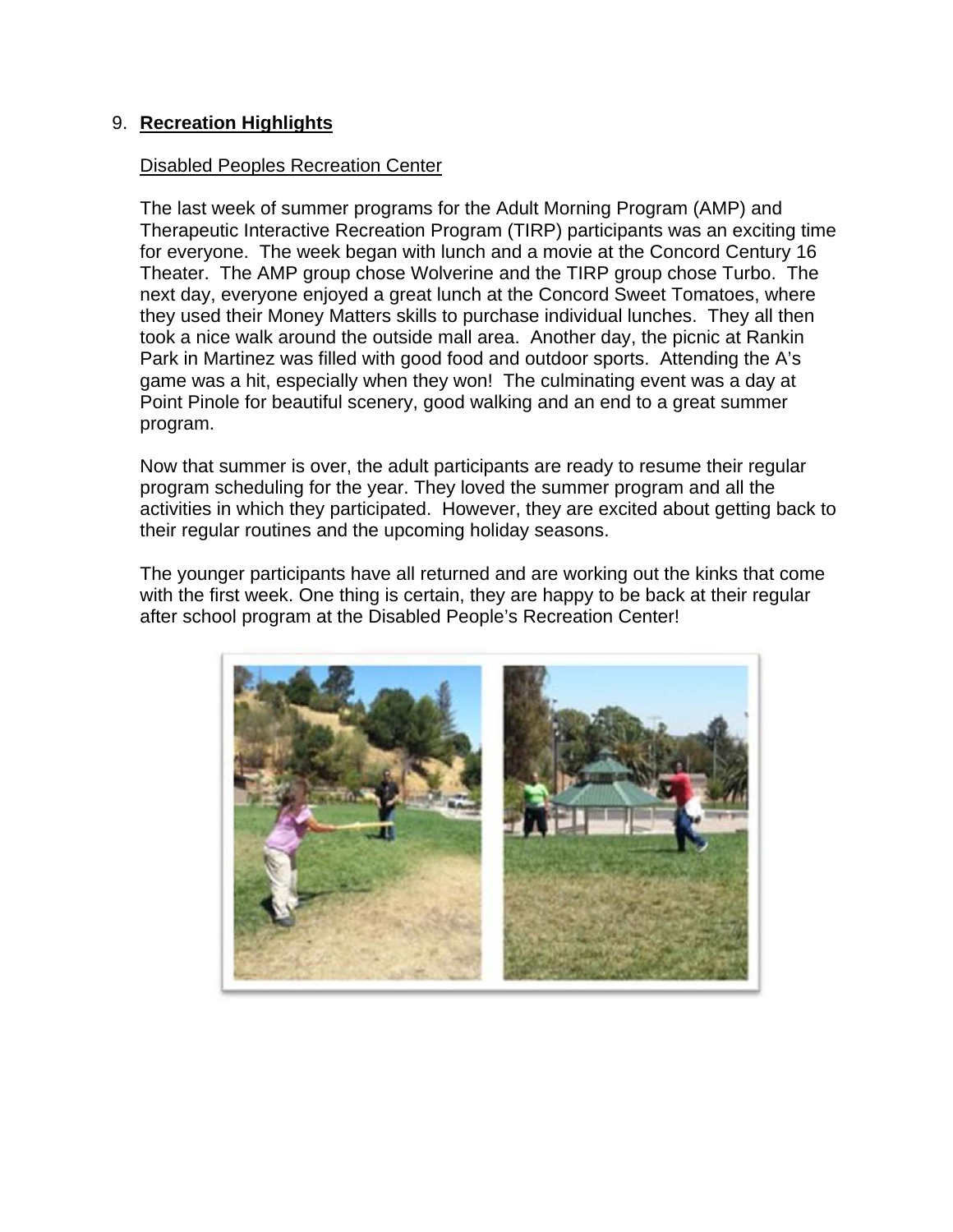## 9. **Recreation Highlights**

Disabled Peoples Recreation Center

The last week of summer programs for the Adult Morning Program (AMP) and Therapeutic Interactive Recreation Program (TIRP) participants was an exciting time for everyone. The week began with lunch and a movie at the Concord Century 16 Theater. The AMP group chose Wolverine and the TIRP group chose Turbo. The next day, everyone enjoyed a great lunch at the Concord Sweet Tomatoes, where they used their Money Matters skills to purchase individual lunches. They all then took a nice walk around the outside mall area. Another day, the picnic at Rankin Park in Martinez was filled with good food and outdoor sports. Attending the A's game was a hit, especially when they won! The culminating event was a day at Point Pinole for beautiful scenery, good walking and an end to a great summer program.

Now that summer is over, the adult participants are ready to resume their regular program scheduling for the year. They loved the summer program and all the activities in which they participated. However, they are excited about getting back to their regular routines and the upcoming holiday seasons.

The younger participants have all returned and are working out the kinks that come with the first week. One thing is certain, they are happy to be back at their regular after school program at the Disabled People's Recreation Center!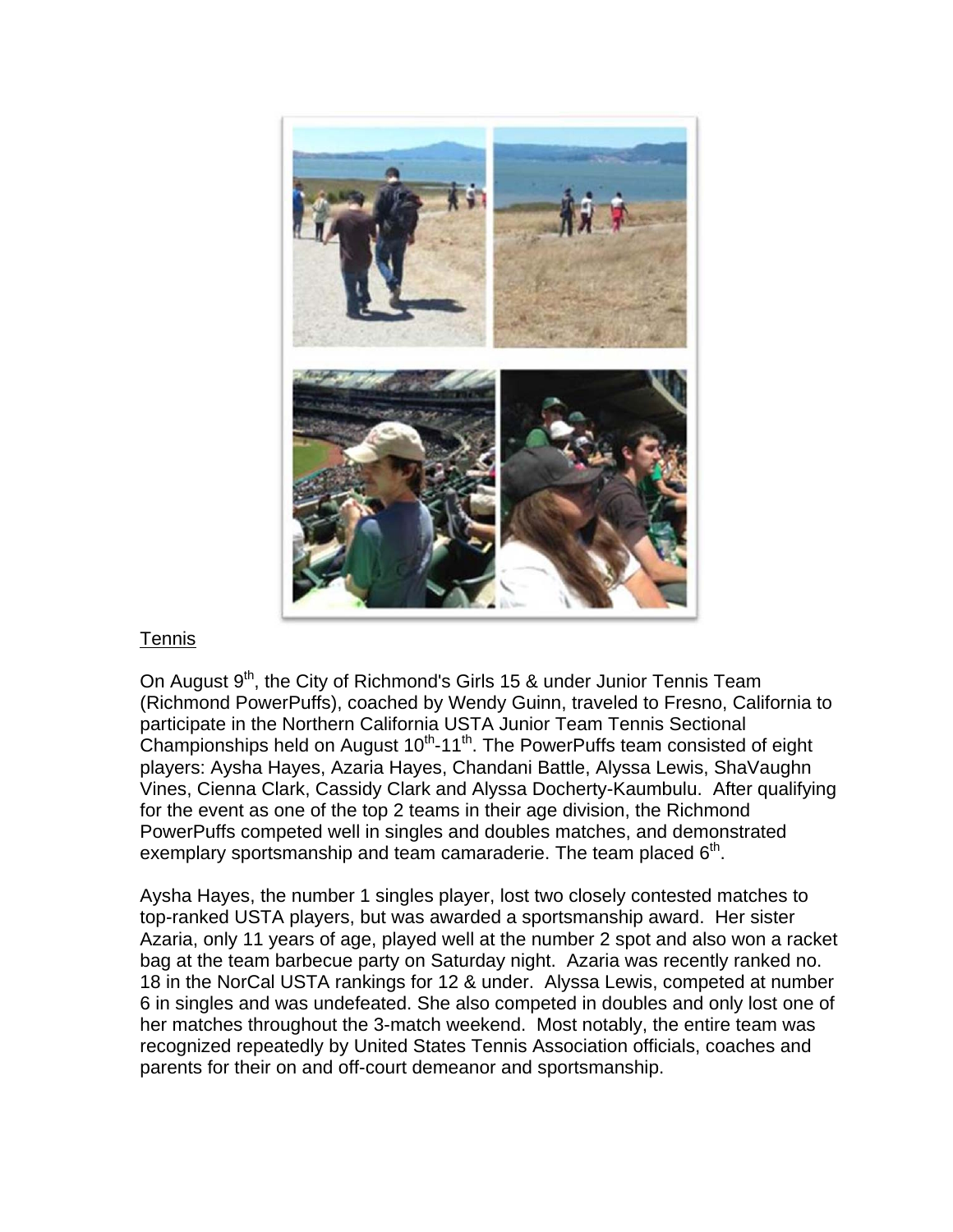## Tennis

On August 9th, the City of Richmond's Girls 15 & under Junior Tennis Team (Richmond PowerPuffs), coached by Wendy Guinn, traveled to Fresno, California to participate in the Northern California USTA Junior Team Tennis Sectional Championships held on August 10th-11th. The PowerPuffs team consisted of eight players: Aysha Hayes, Azaria Hayes, Chandani Battle, Alyssa Lewis, ShaVaughn Vines, Cienna Clark, Cassidy Clark and Alyssa Docherty-Kaumbulu. After qualifying for the event as one of the top 2 teams in their age division, the Richmond PowerPuffs competed well in singles and doubles matches, and demonstrated exemplary sportsmanship and team camaraderie. The team placed 6th.

Aysha Hayes, the number 1 singles player, lost two closely contested matches to top-ranked USTA players, but was awarded a sportsmanship award. Her sister Azaria, only 11 years of age, played well at the number 2 spot and also won a racket bag at the team barbecue party on Saturday night. Azaria was recently ranked no. 18 in the NorCal USTA rankings for 12 & under. Alyssa Lewis, competed at number 6 in singles and was undefeated. She also competed in doubles and only lost one of her matches throughout the 3-match weekend. Most notably, the entire team was recognized repeatedly by United States Tennis Association officials, coaches and parents for their on and off-court demeanor and sportsmanship.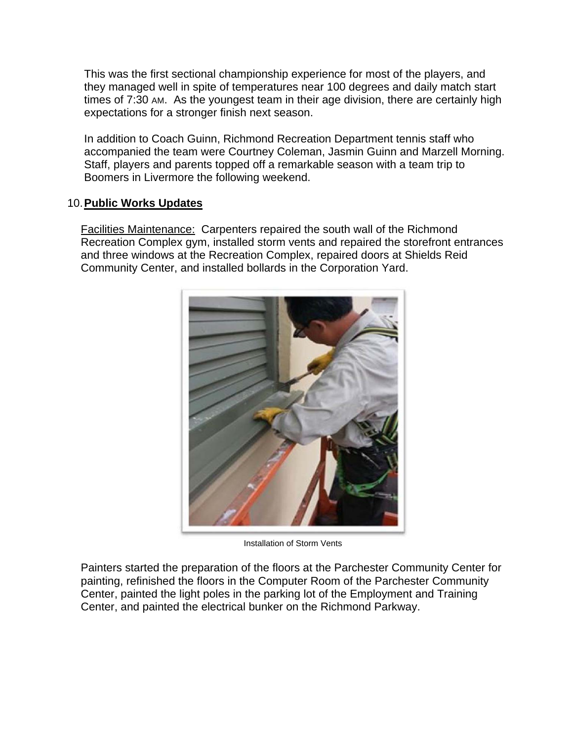This was the first sectional championship experience for most of the players, and they managed well in spite of temperatures near 100 degrees and daily match start times of 7:30 AM. As the youngest team in their age division, there are certainly high expectations for a stronger finish next season.

In addition to Coach Guinn, Richmond Recreation Department tennis staff who accompanied the team were Courtney Coleman, Jasmin Guinn and Marzell Morning. Staff, players and parents topped off a remarkable season with a team trip to Boomers in Livermore the following weekend.

10. **Public Works Updates**

Facilities Maintenance: Carpenters repaired the south wall of the Richmond Recreation Complex gym, installed storm vents and repaired the storefront entrances and three windows at the Recreation Complex, repaired doors at Shields Reid Community Center, and installed bollards in the Corporation Yard.

Installation of Storm Vents

Painters started the preparation of the floors at the Parchester Community Center for painting, refinished the floors in the Computer Room of the Parchester Community Center, painted the light poles in the parking lot of the Employment and Training Center, and painted the electrical bunker on the Richmond Parkway.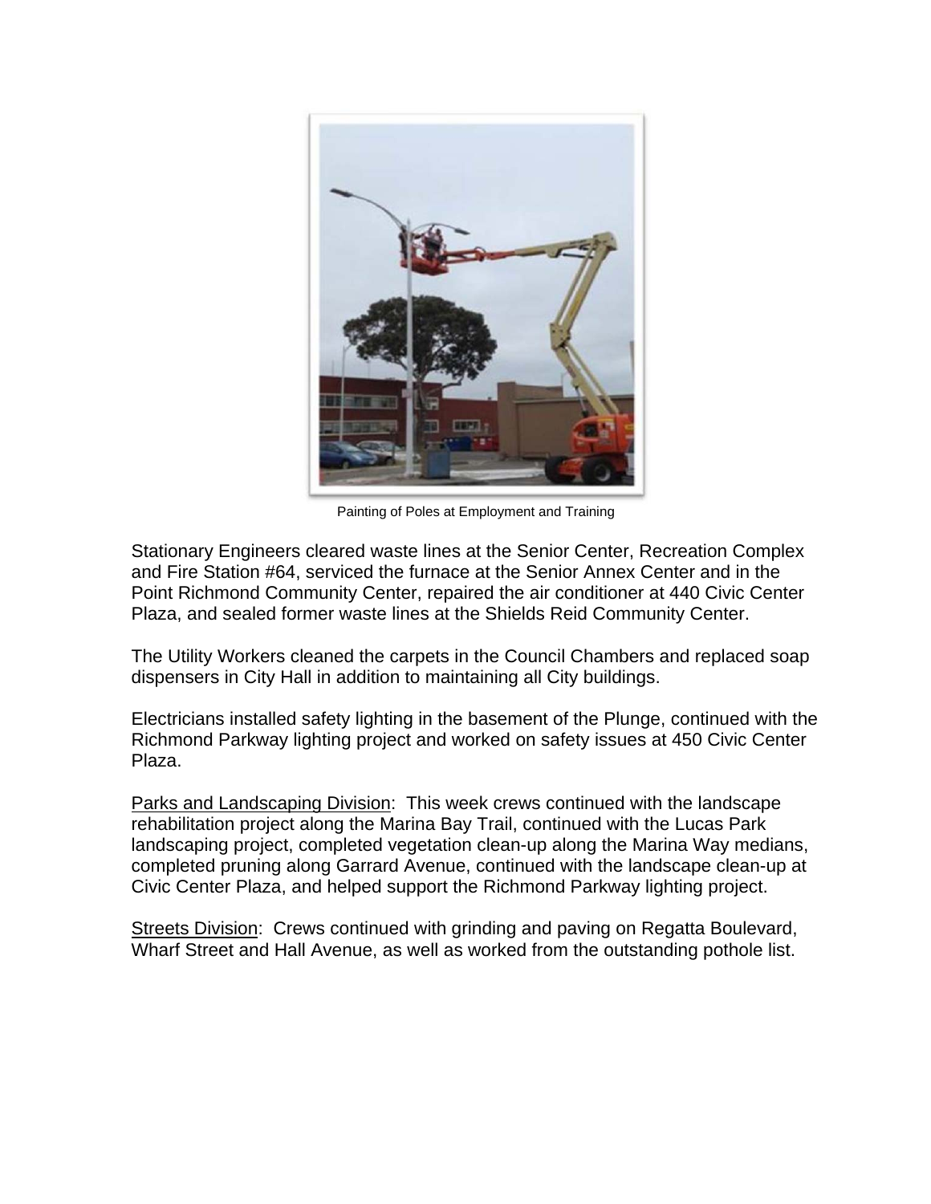Painting of Poles at Employment and Training

Stationary Engineers cleared waste lines at the Senior Center, Recreation Complex and Fire Station #64, serviced the furnace at the Senior Annex Center and in the Point Richmond Community Center, repaired the air conditioner at 440 Civic Center Plaza, and sealed former waste lines at the Shields Reid Community Center.

The Utility Workers cleaned the carpets in the Council Chambers and replaced soap dispensers in City Hall in addition to maintaining all City buildings.

Electricians installed safety lighting in the basement of the Plunge, continued with the Richmond Parkway lighting project and worked on safety issues at 450 Civic Center Plaza.

<u>Parks and Landscaping Division</u>: This week crews continued with the landscape rehabilitation project along the Marina Bay Trail, continued with the Lucas Park landscaping project, completed vegetation clean-up along the Marina Way medians, completed pruning along Garrard Avenue, continued with the landscape clean-up at Civic Center Plaza, and helped support the Richmond Parkway lighting project.

<u>Streets Division</u>: Crews continued with grinding and paving on Regatta Boulevard, Wharf Street and Hall Avenue, as well as worked from the outstanding pothole list.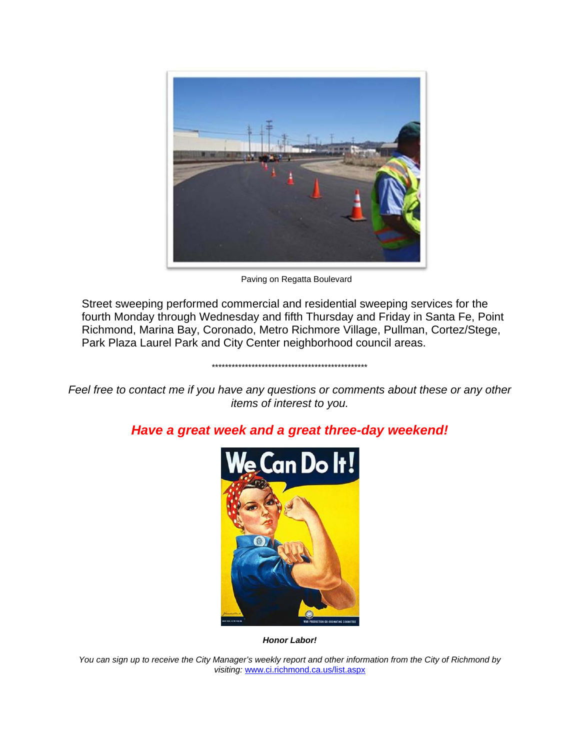Paving on Regatta Boulevard

Street sweeping performed commercial and residential sweeping services for the fourth Monday through Wednesday and fifth Thursday and Friday in Santa Fe, Point Richmond, Marina Bay, Coronado, Metro Richmore Village, Pullman, Cortez/Stege, Park Plaza Laurel Park and City Center neighborhood council areas.

************************************************

*Feel free to contact me if you have any questions or comments about these or any other items of interest to you.*

***Have a great week and a great three-day weekend!***

***Honor Labor!***

*You can sign up to receive the City Manager's weekly report and other information from the City of Richmond by visiting:* www.ci.richmond.ca.us/list.aspx